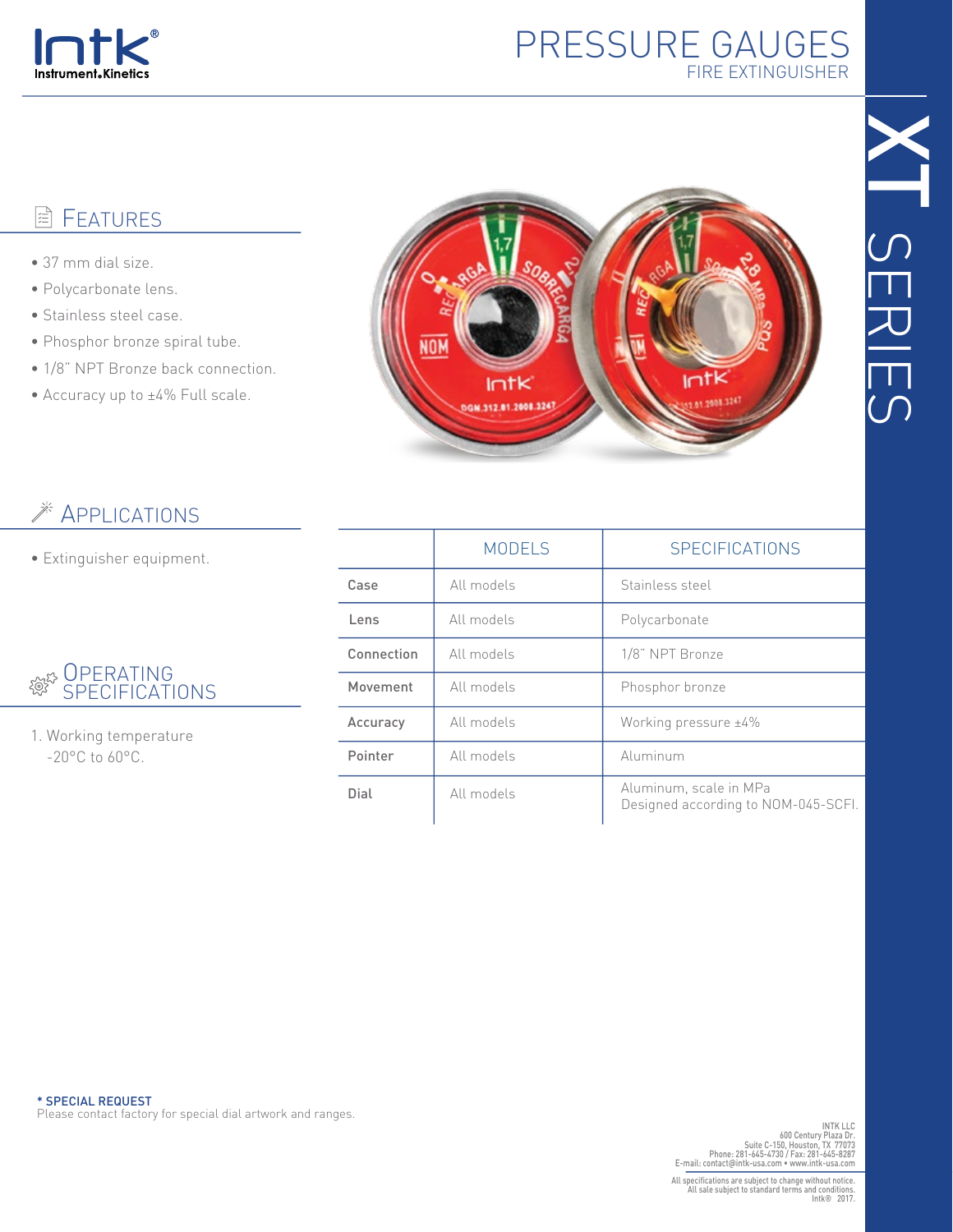# PRESSURE GAUGES

FIRE EXTINGUISHER

XT SERIES

## Features

- 37 mm dial size.
- Polycarbonate lens.
- Stainless steel case.
- Phosphor bronze spiral tube.
- 1/8" NPT Bronze back connection.
- Accuracy up to ±4% Full scale.

## Applications

- Extinguisher equipment.

## Operating Specifications

1. Working temperature
   -20°C to 60°C.

| | MODELS | SPECIFICATIONS |
|---|---|---|
| Case | All models | Stainless steel |
| Lens | All models | Polycarbonate |
| Connection | All models | 1/8" NPT Bronze |
| Movement | All models | Phosphor bronze |
| Accuracy | All models | Working pressure ±4% |
| Pointer | All models | Aluminum |
| Dial | All models | Aluminum, scale in MPa<br>Designed according to NOM-045-SCFI. |

**\* SPECIAL REQUEST**
Please contact factory for special dial artwork and ranges.

INTK LLC
600 Century Plaza Dr.
Suite C-150, Houston, TX 77073
Phone: 281-645-4730 / Fax: 281-645-8287
E-mail: contact@intk-usa.com • www.intk-usa.com

All specifications are subject to change without notice.
All sale subject to standard terms and conditions.
Intk® 2017.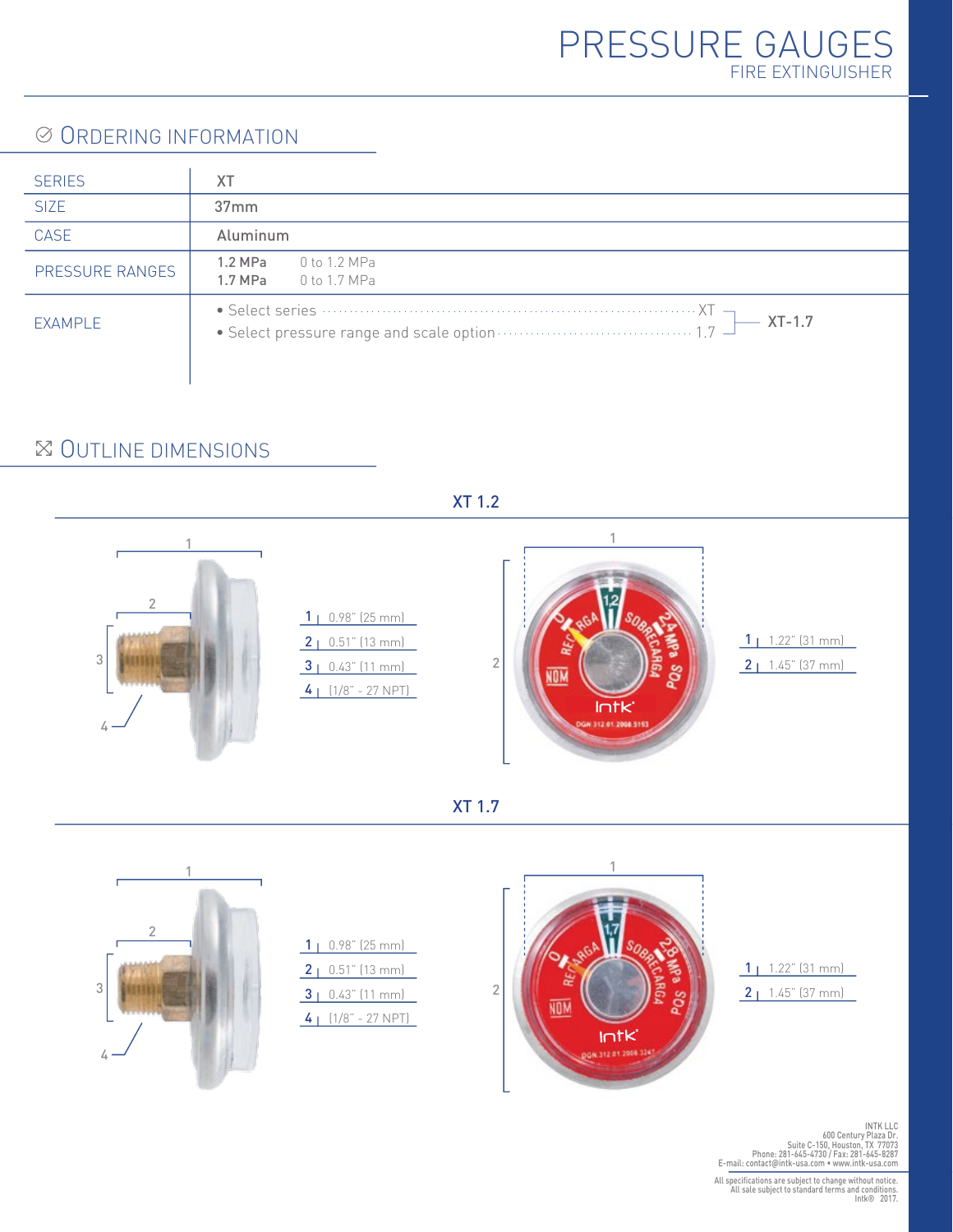# PRESSURE GAUGES

FIRE EXTINGUISHER

## ORDERING INFORMATION

| | |
|---|---|
| SERIES | XT |
| SIZE | 37mm |
| CASE | Aluminum |
| PRESSURE RANGES | **1.2 MPa** 0 to 1.2 MPa<br>**1.7 MPa** 0 to 1.7 MPa |
| EXAMPLE | • Select series ........ XT<br>• Select pressure range and scale option ........ 1.7<br>**XT-1.7** |

## OUTLINE DIMENSIONS

### XT 1.2

1 | 0.98" (25 mm)
2 | 0.51" (13 mm)
3 | 0.43" (11 mm)
4 | (1/8" - 27 NPT)

1 | 1.22" (31 mm)
2 | 1.45" (37 mm)

### XT 1.7

1 | 0.98" (25 mm)
2 | 0.51" (13 mm)
3 | 0.43" (11 mm)
4 | (1/8" - 27 NPT)

1 | 1.22" (31 mm)
2 | 1.45" (37 mm)

INTK LLC
600 Century Plaza Dr.
Suite C-150, Houston, TX 77073
Phone: 281-645-4730 / Fax: 281-645-8287
E-mail: contact@intk-usa.com • www.intk-usa.com

All specifications are subject to change without notice.
All sale subject to standard terms and conditions.
Intk® 2017.